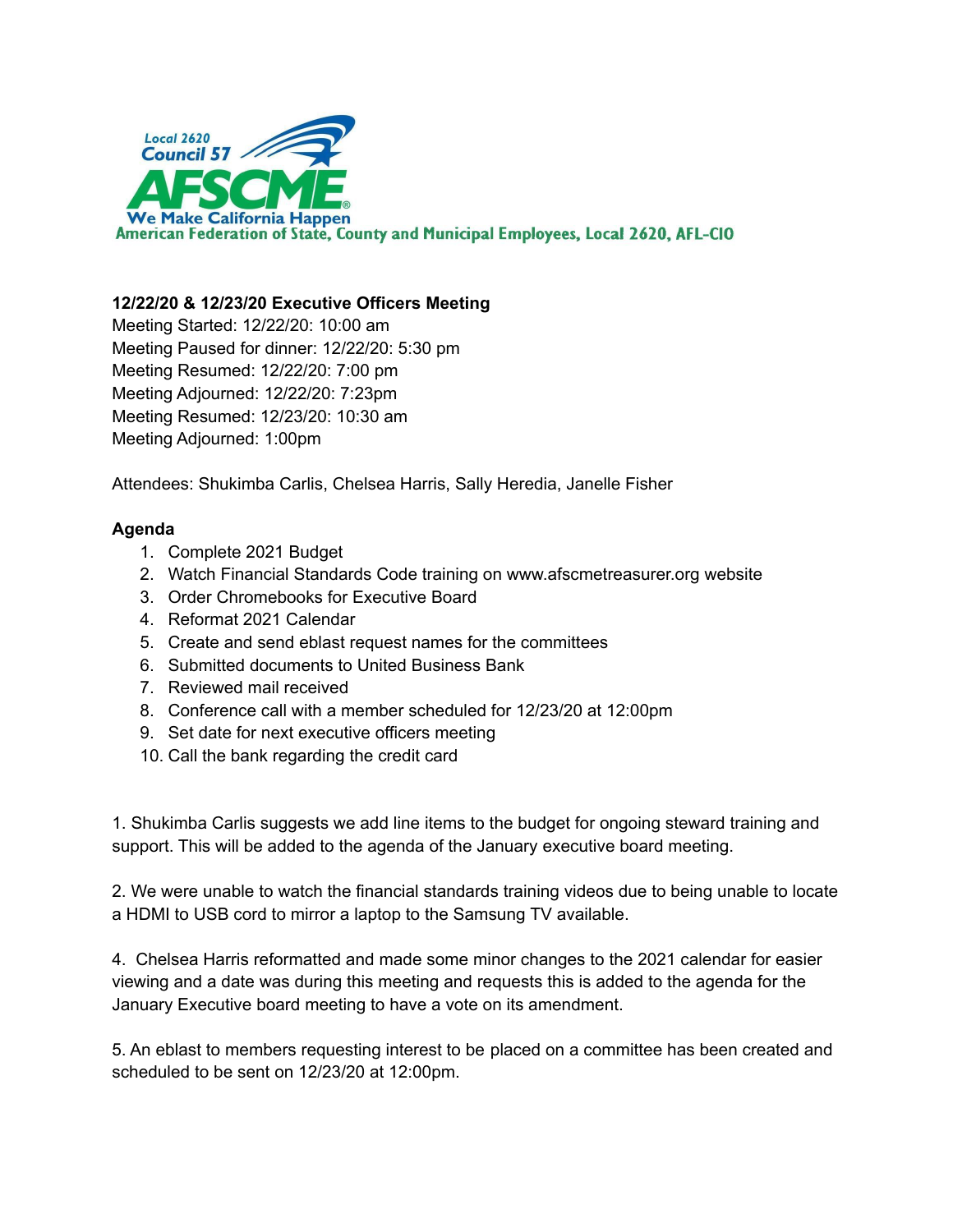Local 2620
Council 57
AFSCME
We Make California Happen
American Federation of State, County and Municipal Employees, Local 2620, AFL-CIO

**12/22/20 & 12/23/20 Executive Officers Meeting**
Meeting Started: 12/22/20: 10:00 am
Meeting Paused for dinner: 12/22/20: 5:30 pm
Meeting Resumed: 12/22/20: 7:00 pm
Meeting Adjourned: 12/22/20: 7:23pm
Meeting Resumed: 12/23/20: 10:30 am
Meeting Adjourned: 1:00pm

Attendees: Shukimba Carlis, Chelsea Harris, Sally Heredia, Janelle Fisher

**Agenda**

1. Complete 2021 Budget
2. Watch Financial Standards Code training on www.afscmetreasurer.org website
3. Order Chromebooks for Executive Board
4. Reformat 2021 Calendar
5. Create and send eblast request names for the committees
6. Submitted documents to United Business Bank
7. Reviewed mail received
8. Conference call with a member scheduled for 12/23/20 at 12:00pm
9. Set date for next executive officers meeting
10. Call the bank regarding the credit card

1. Shukimba Carlis suggests we add line items to the budget for ongoing steward training and support. This will be added to the agenda of the January executive board meeting.

2. We were unable to watch the financial standards training videos due to being unable to locate a HDMI to USB cord to mirror a laptop to the Samsung TV available.

4. Chelsea Harris reformatted and made some minor changes to the 2021 calendar for easier viewing and a date was during this meeting and requests this is added to the agenda for the January Executive board meeting to have a vote on its amendment.

5. An eblast to members requesting interest to be placed on a committee has been created and scheduled to be sent on 12/23/20 at 12:00pm.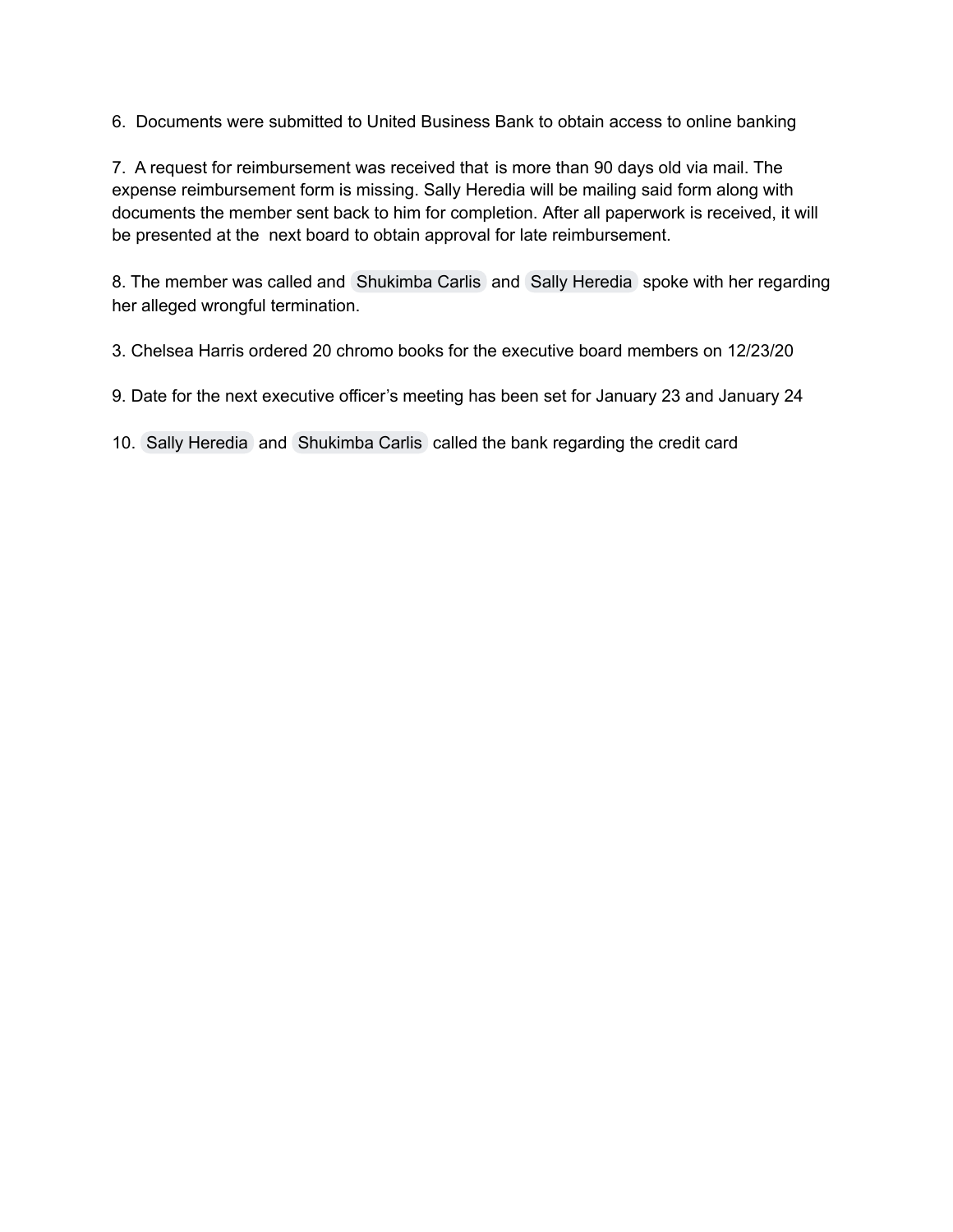6. Documents were submitted to United Business Bank to obtain access to online banking

7. A request for reimbursement was received that is more than 90 days old via mail. The expense reimbursement form is missing. Sally Heredia will be mailing said form along with documents the member sent back to him for completion. After all paperwork is received, it will be presented at the next board to obtain approval for late reimbursement.

8. The member was called and Shukimba Carlis and Sally Heredia spoke with her regarding her alleged wrongful termination.

3. Chelsea Harris ordered 20 chromo books for the executive board members on 12/23/20

9. Date for the next executive officer's meeting has been set for January 23 and January 24

10. Sally Heredia and Shukimba Carlis called the bank regarding the credit card